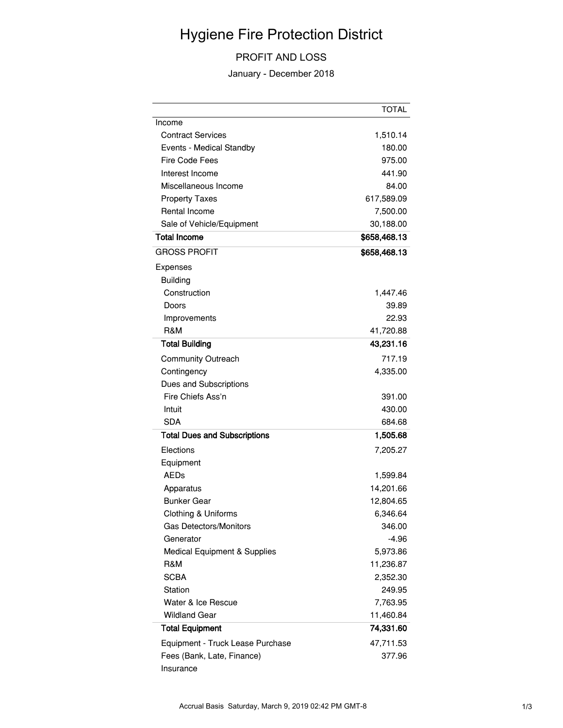# Hygiene Fire Protection District

## PROFIT AND LOSS

January - December 2018

| | TOTAL |
|---|---|
| Income | |
| Contract Services | 1,510.14 |
| Events - Medical Standby | 180.00 |
| Fire Code Fees | 975.00 |
| Interest Income | 441.90 |
| Miscellaneous Income | 84.00 |
| Property Taxes | 617,589.09 |
| Rental Income | 7,500.00 |
| Sale of Vehicle/Equipment | 30,188.00 |
| **Total Income** | **$658,468.13** |
| GROSS PROFIT | **$658,468.13** |
| Expenses | |
| Building | |
| Construction | 1,447.46 |
| Doors | 39.89 |
| Improvements | 22.93 |
| R&M | 41,720.88 |
| **Total Building** | **43,231.16** |
| Community Outreach | 717.19 |
| Contingency | 4,335.00 |
| Dues and Subscriptions | |
| Fire Chiefs Ass'n | 391.00 |
| Intuit | 430.00 |
| SDA | 684.68 |
| **Total Dues and Subscriptions** | **1,505.68** |
| Elections | 7,205.27 |
| Equipment | |
| AEDs | 1,599.84 |
| Apparatus | 14,201.66 |
| Bunker Gear | 12,804.65 |
| Clothing & Uniforms | 6,346.64 |
| Gas Detectors/Monitors | 346.00 |
| Generator | -4.96 |
| Medical Equipment & Supplies | 5,973.86 |
| R&M | 11,236.87 |
| SCBA | 2,352.30 |
| Station | 249.95 |
| Water & Ice Rescue | 7,763.95 |
| Wildland Gear | 11,460.84 |
| **Total Equipment** | **74,331.60** |
| Equipment - Truck Lease Purchase | 47,711.53 |
| Fees (Bank, Late, Finance) | 377.96 |
| Insurance | |

Accrual Basis Saturday, March 9, 2019 02:42 PM GMT-8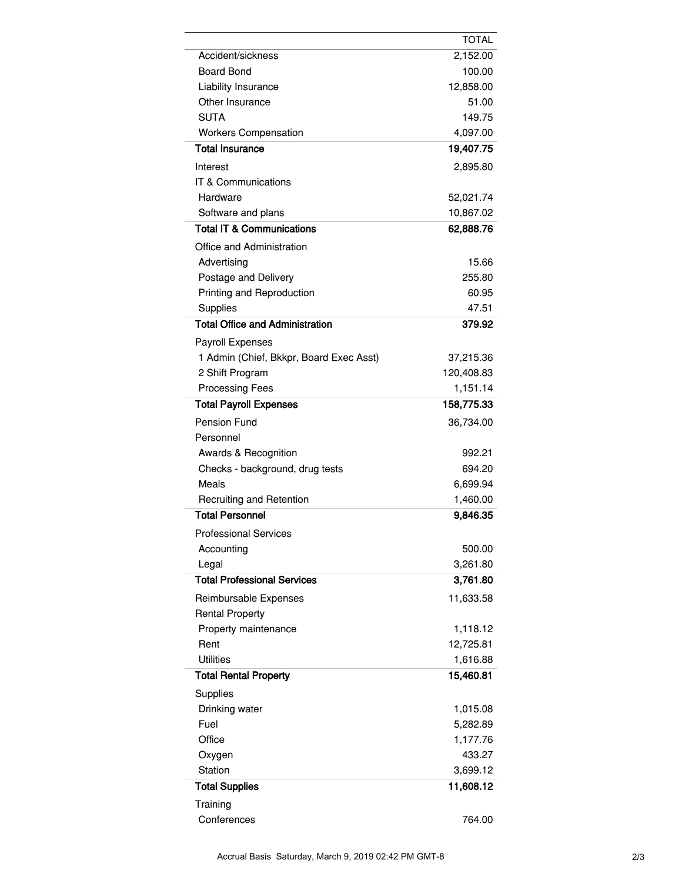| | TOTAL |
|---|---|
| Accident/sickness | 2,152.00 |
| Board Bond | 100.00 |
| Liability Insurance | 12,858.00 |
| Other Insurance | 51.00 |
| SUTA | 149.75 |
| Workers Compensation | 4,097.00 |
| **Total Insurance** | **19,407.75** |
| Interest | 2,895.80 |
| IT & Communications | |
| Hardware | 52,021.74 |
| Software and plans | 10,867.02 |
| **Total IT & Communications** | **62,888.76** |
| Office and Administration | |
| Advertising | 15.66 |
| Postage and Delivery | 255.80 |
| Printing and Reproduction | 60.95 |
| Supplies | 47.51 |
| **Total Office and Administration** | **379.92** |
| Payroll Expenses | |
| 1 Admin (Chief, Bkkpr, Board Exec Asst) | 37,215.36 |
| 2 Shift Program | 120,408.83 |
| Processing Fees | 1,151.14 |
| **Total Payroll Expenses** | **158,775.33** |
| Pension Fund | 36,734.00 |
| Personnel | |
| Awards & Recognition | 992.21 |
| Checks - background, drug tests | 694.20 |
| Meals | 6,699.94 |
| Recruiting and Retention | 1,460.00 |
| **Total Personnel** | **9,846.35** |
| Professional Services | |
| Accounting | 500.00 |
| Legal | 3,261.80 |
| **Total Professional Services** | **3,761.80** |
| Reimbursable Expenses | 11,633.58 |
| Rental Property | |
| Property maintenance | 1,118.12 |
| Rent | 12,725.81 |
| Utilities | 1,616.88 |
| **Total Rental Property** | **15,460.81** |
| Supplies | |
| Drinking water | 1,015.08 |
| Fuel | 5,282.89 |
| Office | 1,177.76 |
| Oxygen | 433.27 |
| Station | 3,699.12 |
| **Total Supplies** | **11,608.12** |
| Training | |
| Conferences | 764.00 |

Accrual Basis Saturday, March 9, 2019 02:42 PM GMT-8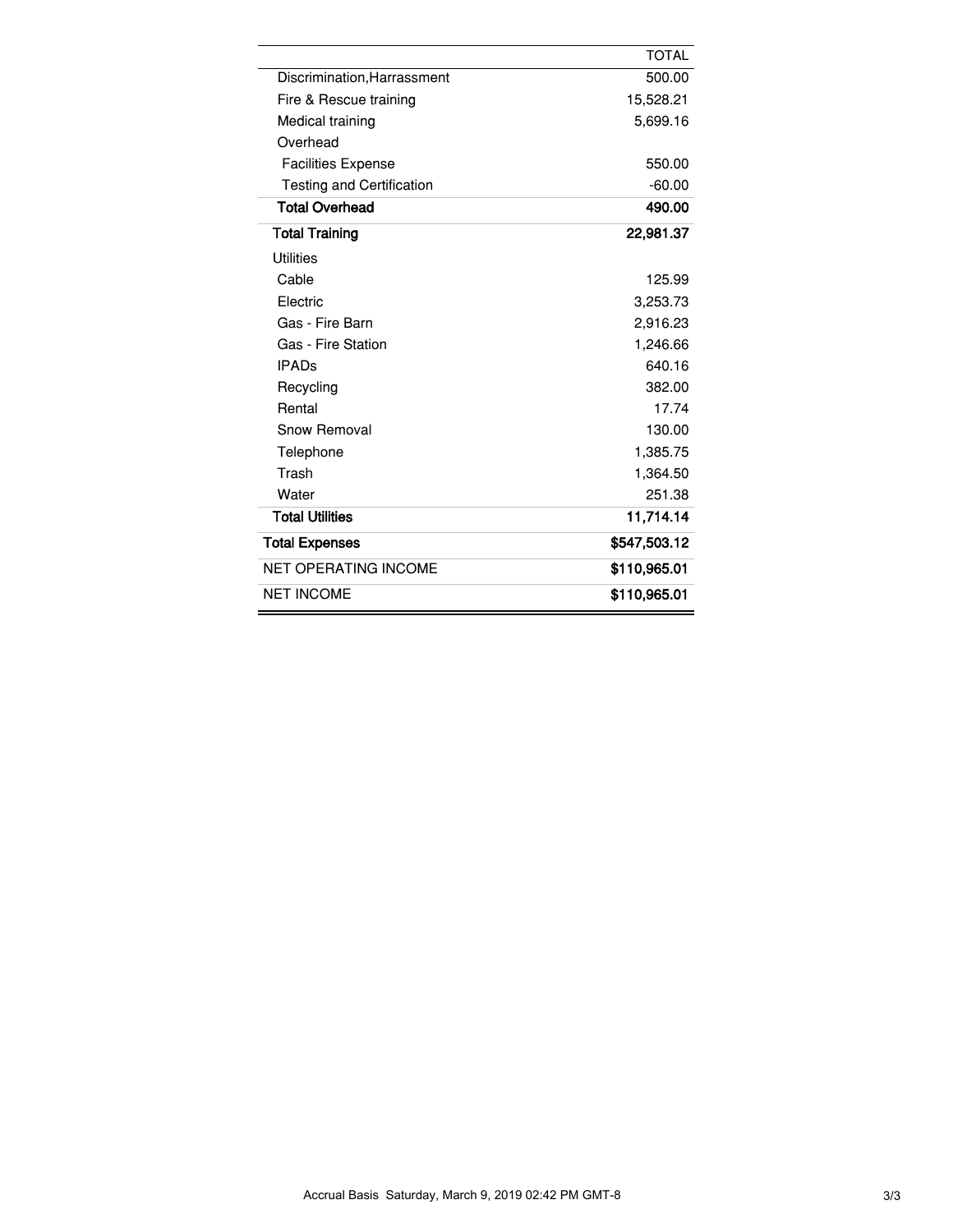| | TOTAL |
|---|---|
| Discrimination,Harrassment | 500.00 |
| Fire & Rescue training | 15,528.21 |
| Medical training | 5,699.16 |
| Overhead | |
| Facilities Expense | 550.00 |
| Testing and Certification | -60.00 |
| **Total Overhead** | **490.00** |
| **Total Training** | **22,981.37** |
| Utilities | |
| Cable | 125.99 |
| Electric | 3,253.73 |
| Gas - Fire Barn | 2,916.23 |
| Gas - Fire Station | 1,246.66 |
| IPADs | 640.16 |
| Recycling | 382.00 |
| Rental | 17.74 |
| Snow Removal | 130.00 |
| Telephone | 1,385.75 |
| Trash | 1,364.50 |
| Water | 251.38 |
| **Total Utilities** | **11,714.14** |
| **Total Expenses** | **$547,503.12** |
| NET OPERATING INCOME | **$110,965.01** |
| NET INCOME | **$110,965.01** |

Accrual Basis Saturday, March 9, 2019 02:42 PM GMT-8